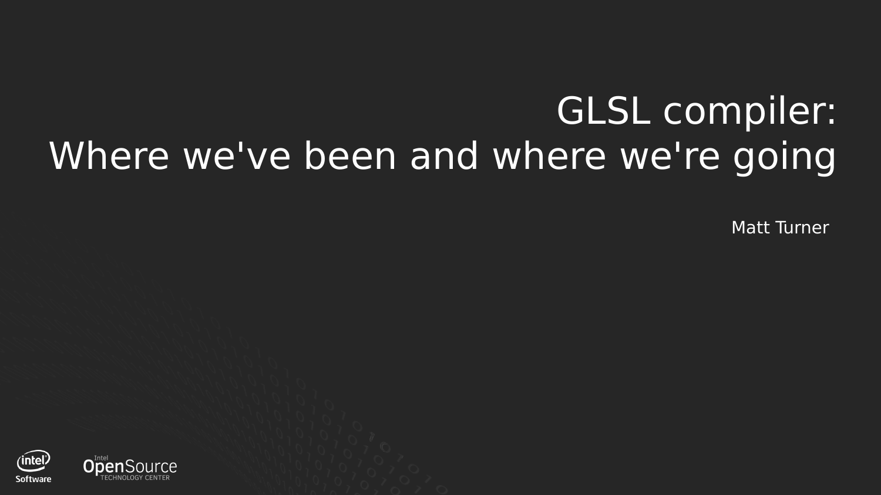# GLSL compiler: Where we've been and where we're going

Matt Turner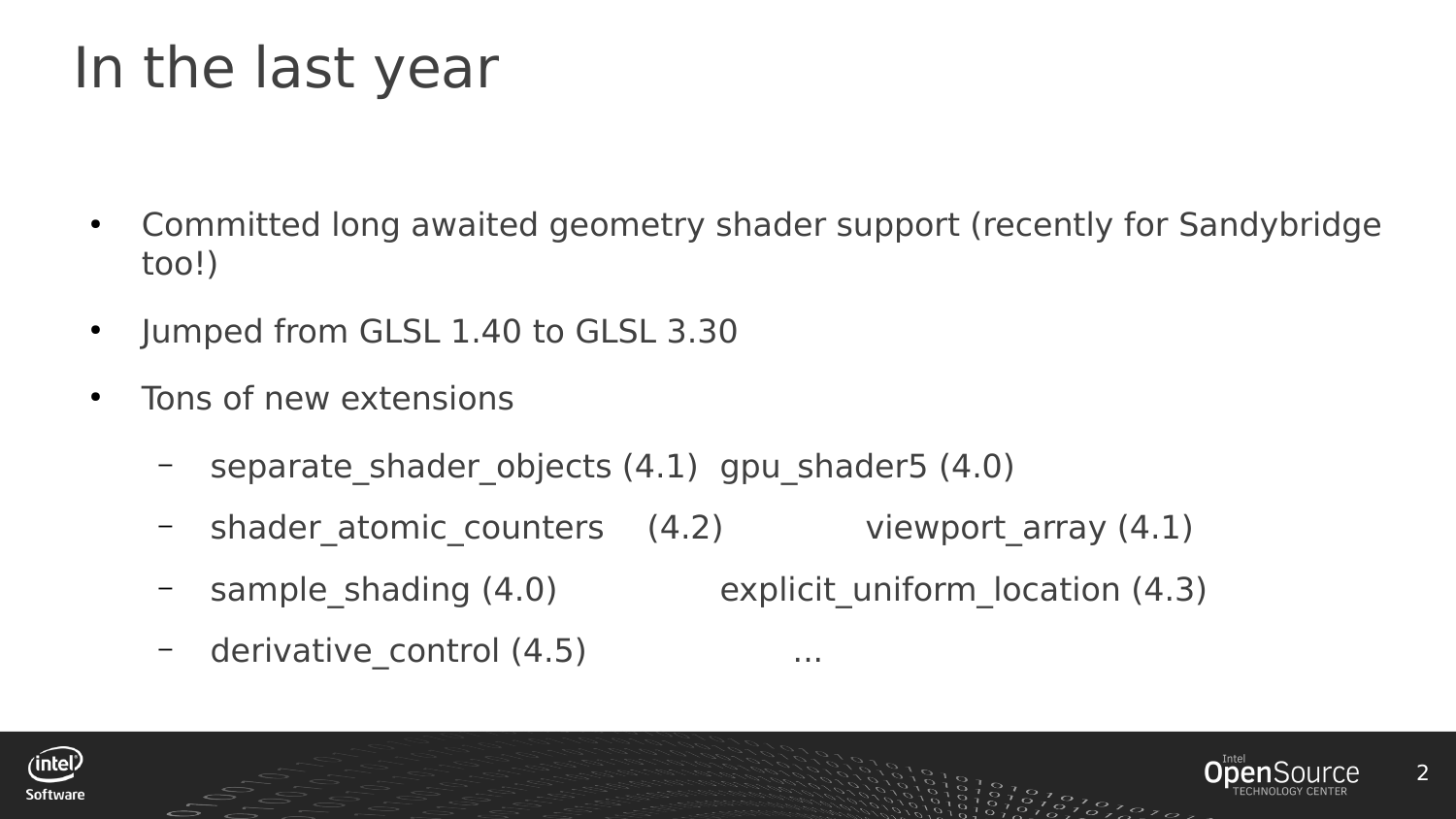# In the last year

- Committed long awaited geometry shader support (recently for Sandybridge too!)
- Jumped from GLSL 1.40 to GLSL 3.30
- Tons of new extensions
  - separate_shader_objects (4.1) gpu_shader5 (4.0)
  - shader_atomic_counters (4.2) viewport_array (4.1)
  - sample_shading (4.0) explicit_uniform_location (4.3)
  - derivative_control (4.5) ...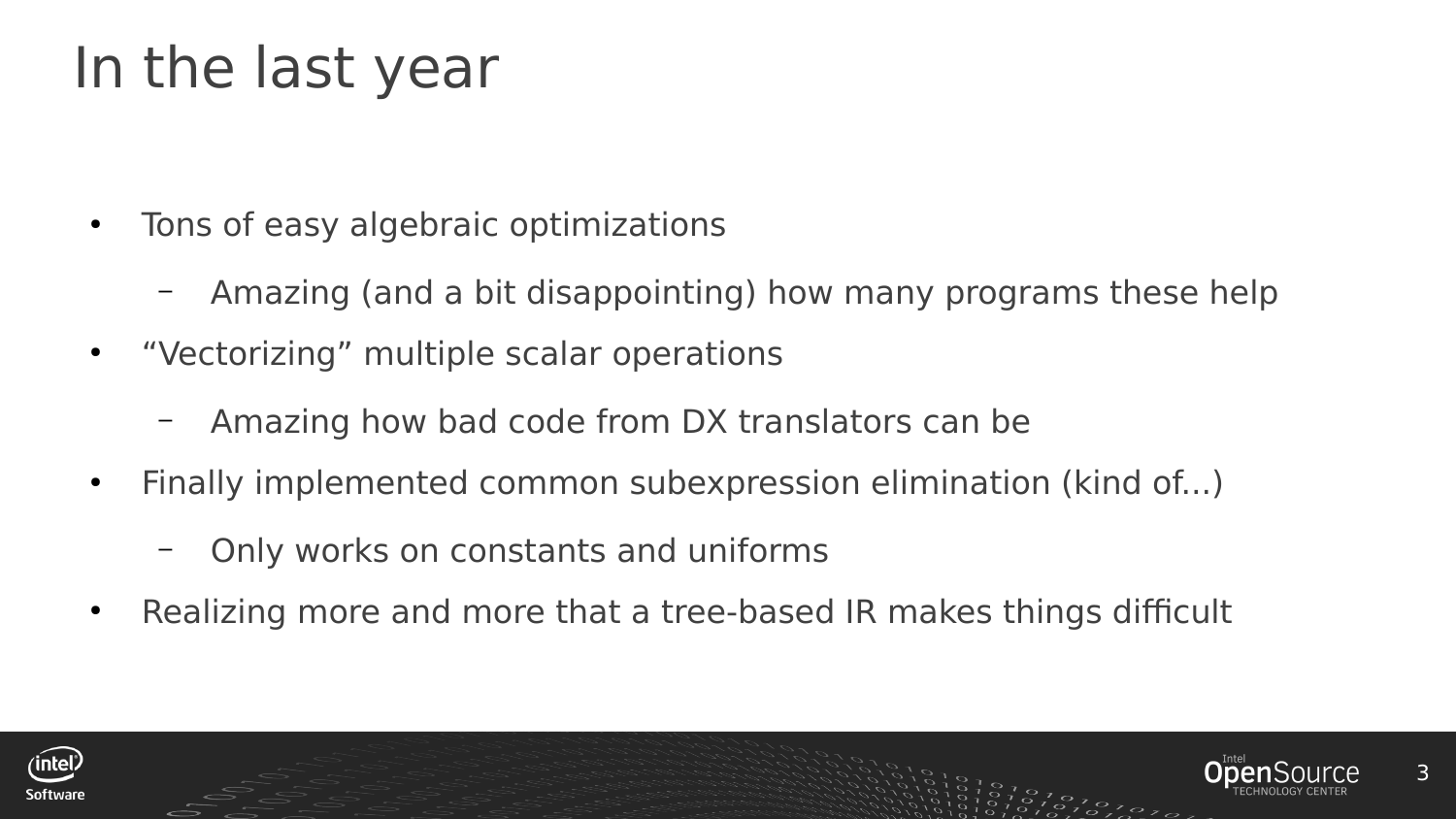# In the last year

- Tons of easy algebraic optimizations
  - Amazing (and a bit disappointing) how many programs these help
- “Vectorizing” multiple scalar operations
  - Amazing how bad code from DX translators can be
- Finally implemented common subexpression elimination (kind of...)
  - Only works on constants and uniforms
- Realizing more and more that a tree-based IR makes things difficult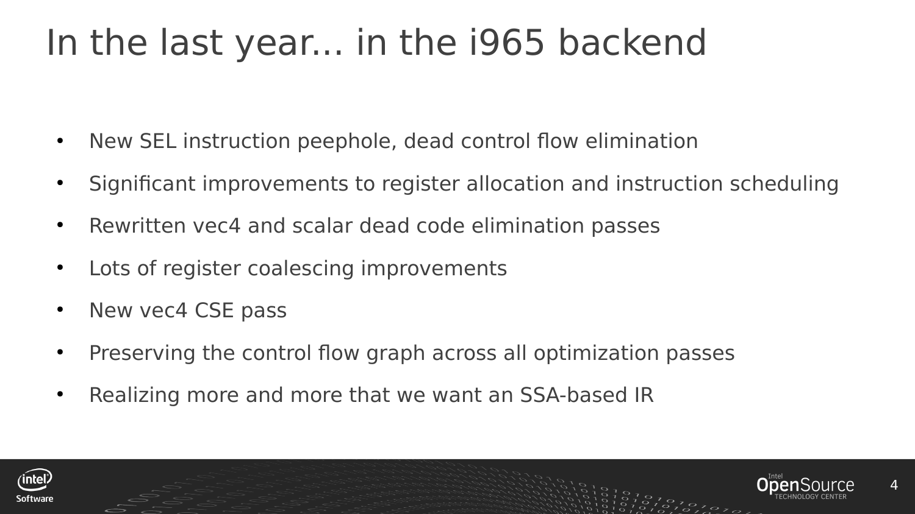# In the last year... in the i965 backend

- New SEL instruction peephole, dead control flow elimination
- Significant improvements to register allocation and instruction scheduling
- Rewritten vec4 and scalar dead code elimination passes
- Lots of register coalescing improvements
- New vec4 CSE pass
- Preserving the control flow graph across all optimization passes
- Realizing more and more that we want an SSA-based IR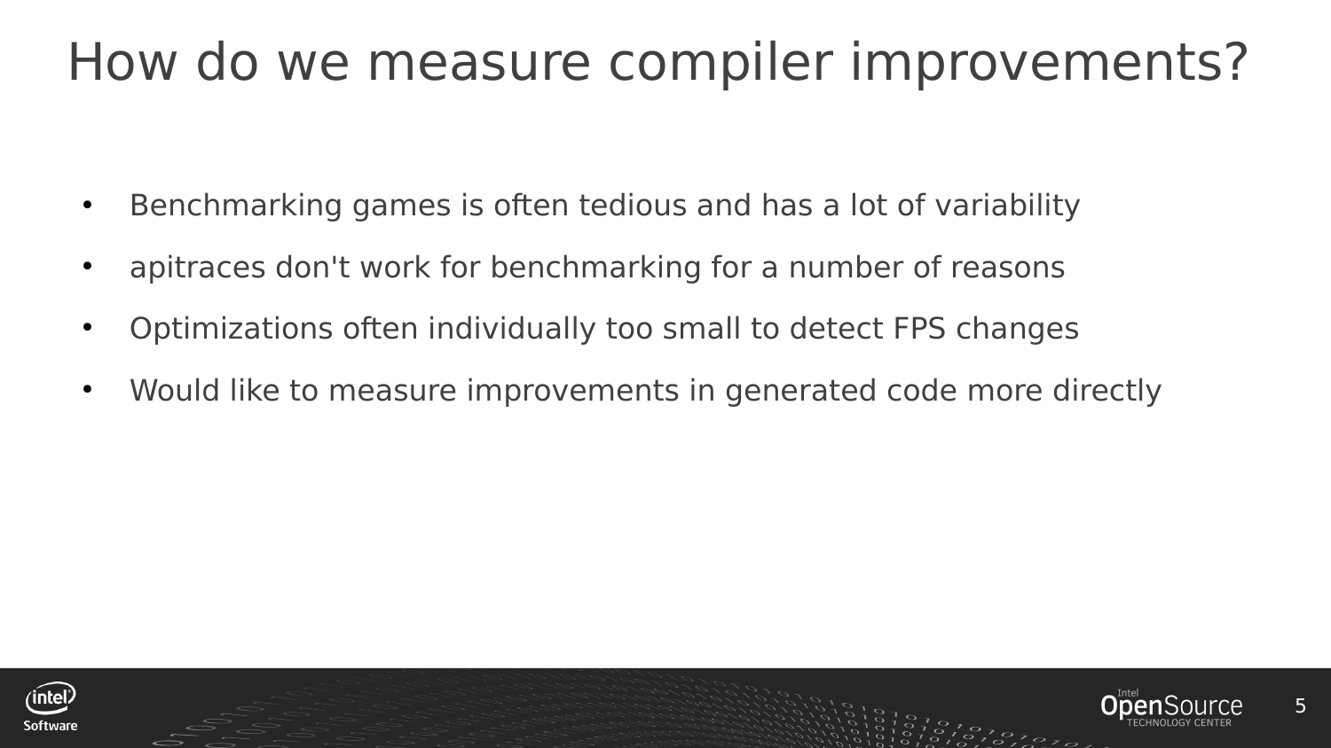# How do we measure compiler improvements?

- Benchmarking games is often tedious and has a lot of variability
- apitraces don't work for benchmarking for a number of reasons
- Optimizations often individually too small to detect FPS changes
- Would like to measure improvements in generated code more directly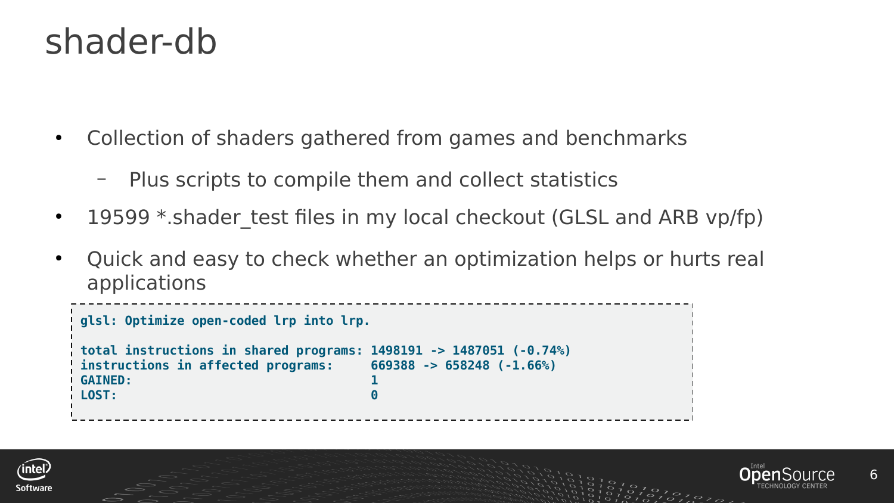# shader-db

- Collection of shaders gathered from games and benchmarks
  - Plus scripts to compile them and collect statistics
- 19599 *.shader_test files in my local checkout (GLSL and ARB vp/fp)
- Quick and easy to check whether an optimization helps or hurts real applications

```
glsl: Optimize open-coded lrp into lrp.

total instructions in shared programs: 1498191 -> 1487051 (-0.74%)
instructions in affected programs:     669388 -> 658248 (-1.66%)
GAINED:                                1
LOST:                                  0
```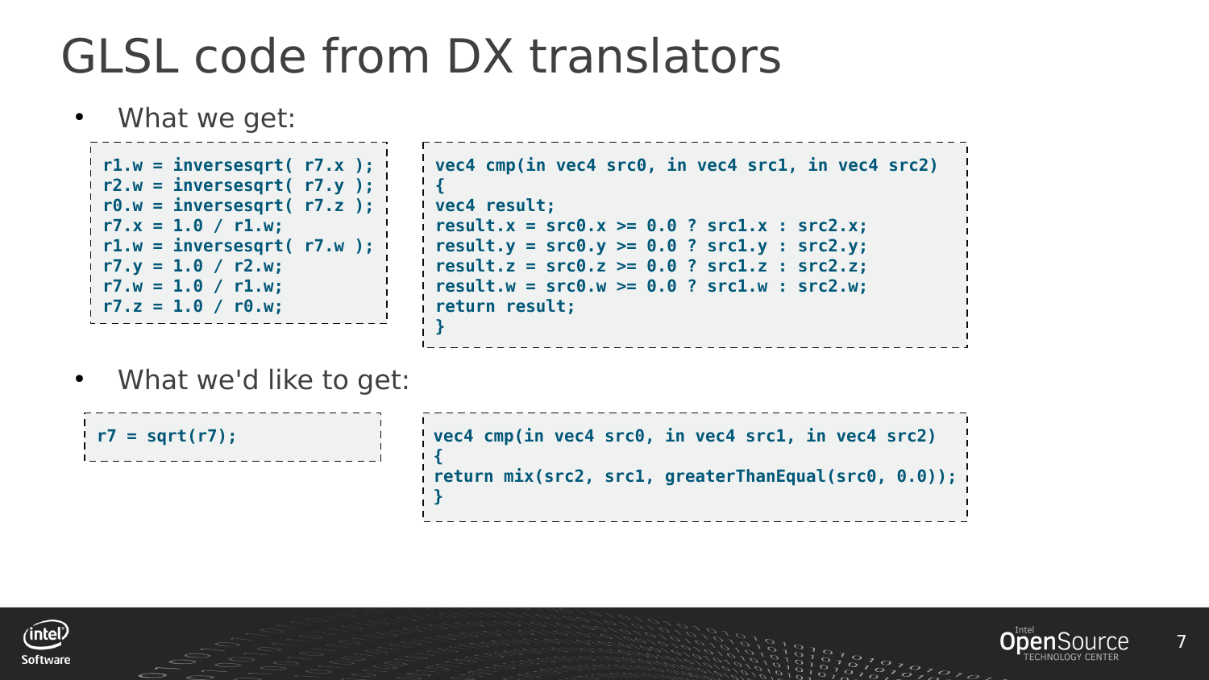# GLSL code from DX translators

- What we get:

```
r1.w = inversesqrt( r7.x );
r2.w = inversesqrt( r7.y );
r0.w = inversesqrt( r7.z );
r7.x = 1.0 / r1.w;
r1.w = inversesqrt( r7.w );
r7.y = 1.0 / r2.w;
r7.w = 1.0 / r1.w;
r7.z = 1.0 / r0.w;
```

```
vec4 cmp(in vec4 src0, in vec4 src1, in vec4 src2)
{
vec4 result;
result.x = src0.x >= 0.0 ? src1.x : src2.x;
result.y = src0.y >= 0.0 ? src1.y : src2.y;
result.z = src0.z >= 0.0 ? src1.z : src2.z;
result.w = src0.w >= 0.0 ? src1.w : src2.w;
return result;
}
```

- What we'd like to get:

```
r7 = sqrt(r7);
```

```
vec4 cmp(in vec4 src0, in vec4 src1, in vec4 src2)
{
return mix(src2, src1, greaterThanEqual(src0, 0.0));
}
```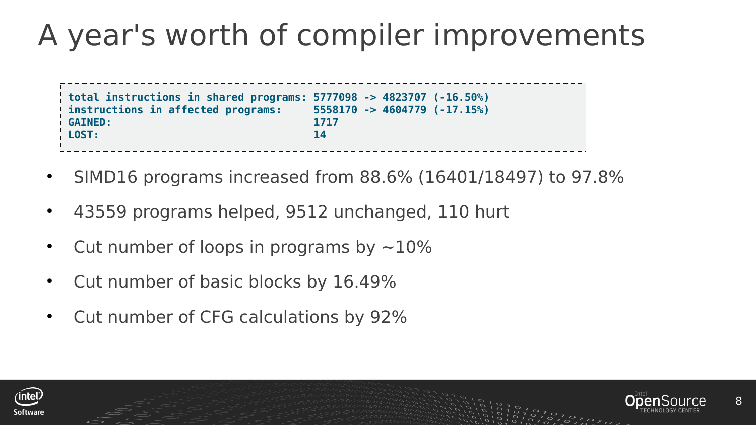# A year's worth of compiler improvements

```
total instructions in shared programs: 5777098 -> 4823707 (-16.50%)
instructions in affected programs:     5558170 -> 4604779 (-17.15%)
GAINED:                                1717
LOST:                                  14
```

- SIMD16 programs increased from 88.6% (16401/18497) to 97.8%
- 43559 programs helped, 9512 unchanged, 110 hurt
- Cut number of loops in programs by ~10%
- Cut number of basic blocks by 16.49%
- Cut number of CFG calculations by 92%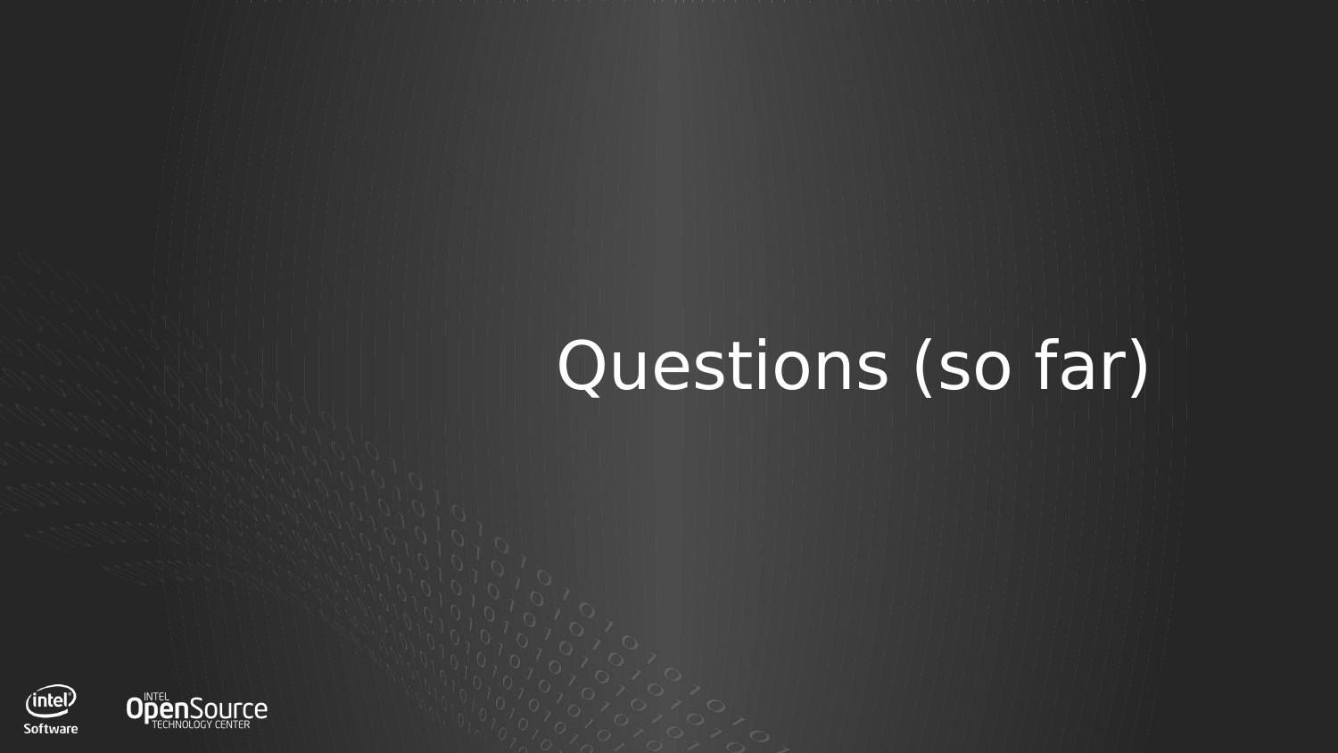# Questions (so far)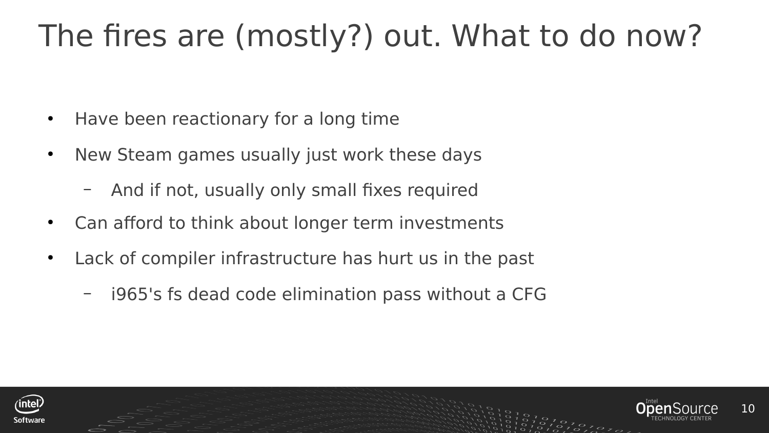# The fires are (mostly?) out. What to do now?

- Have been reactionary for a long time
- New Steam games usually just work these days
  - And if not, usually only small fixes required
- Can afford to think about longer term investments
- Lack of compiler infrastructure has hurt us in the past
  - i965's fs dead code elimination pass without a CFG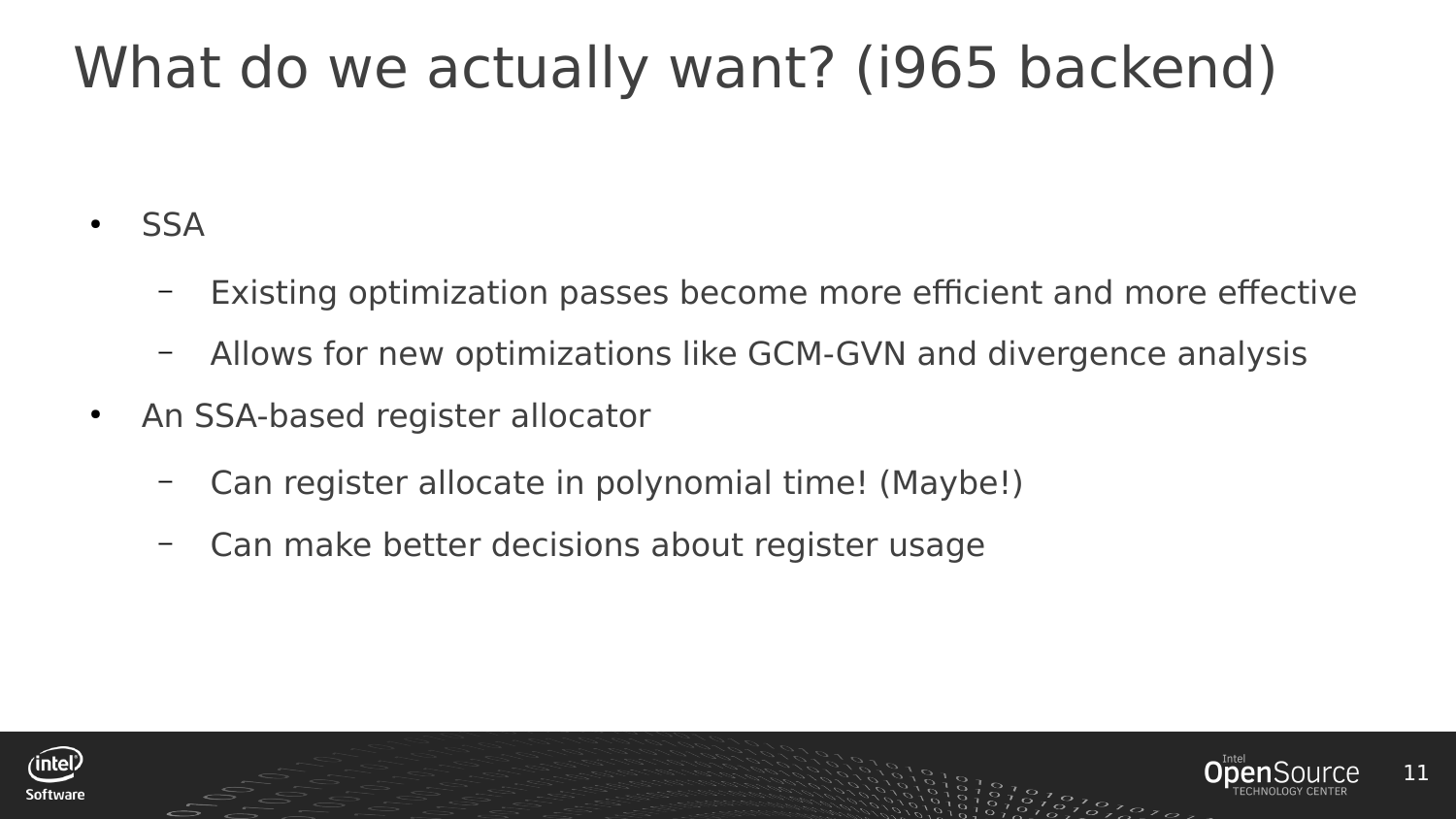# What do we actually want? (i965 backend)

- SSA
  - Existing optimization passes become more efficient and more effective
  - Allows for new optimizations like GCM-GVN and divergence analysis
- An SSA-based register allocator
  - Can register allocate in polynomial time! (Maybe!)
  - Can make better decisions about register usage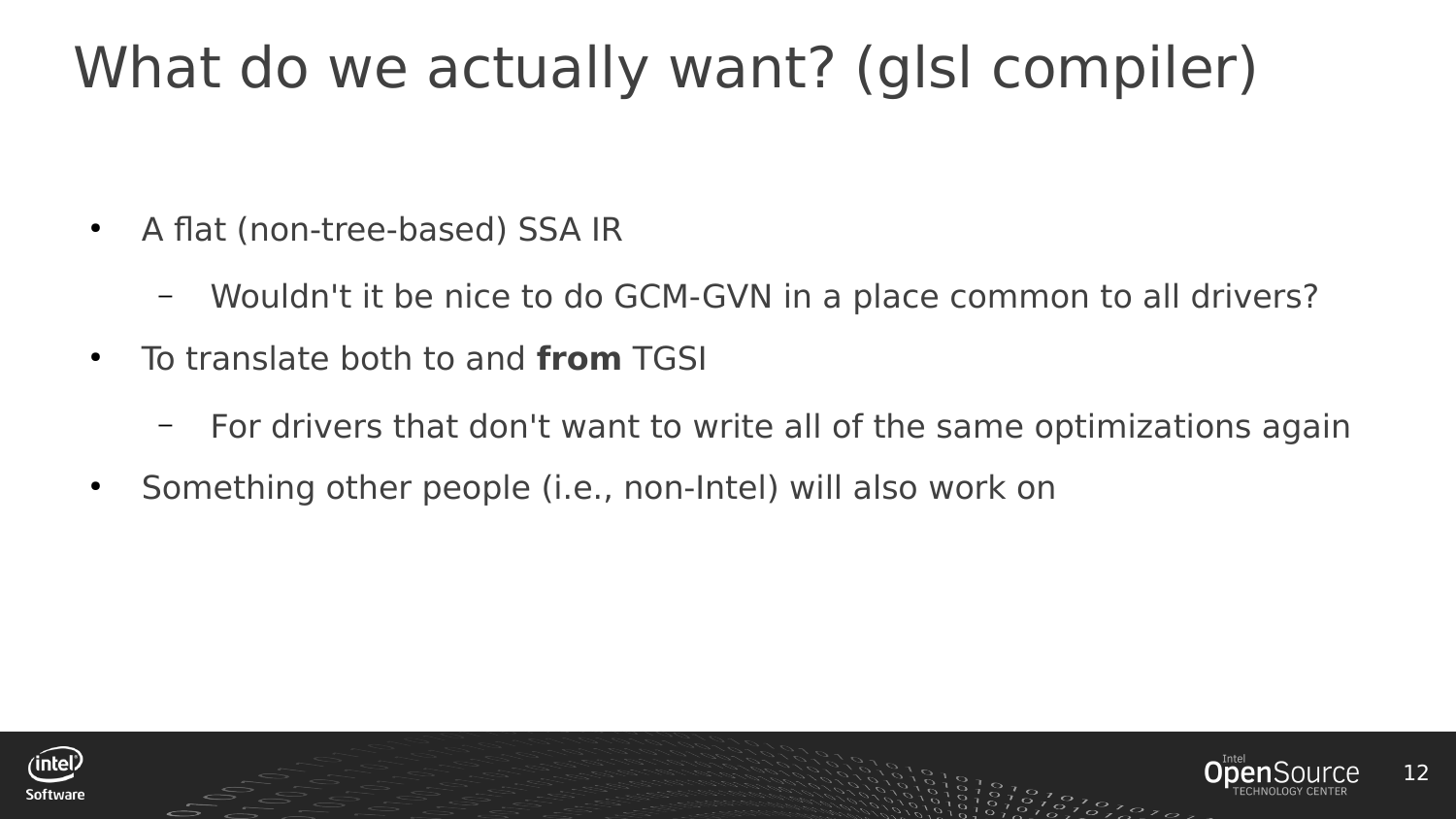# What do we actually want? (glsl compiler)

- A flat (non-tree-based) SSA IR
  - Wouldn't it be nice to do GCM-GVN in a place common to all drivers?
- To translate both to and **from** TGSI
  - For drivers that don't want to write all of the same optimizations again
- Something other people (i.e., non-Intel) will also work on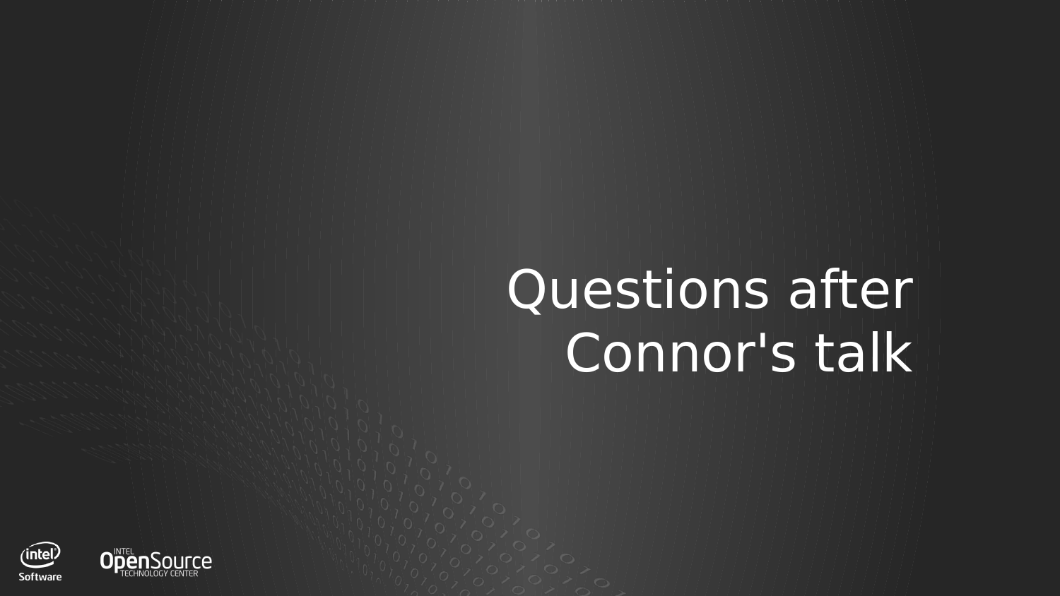# Questions after Connor's talk